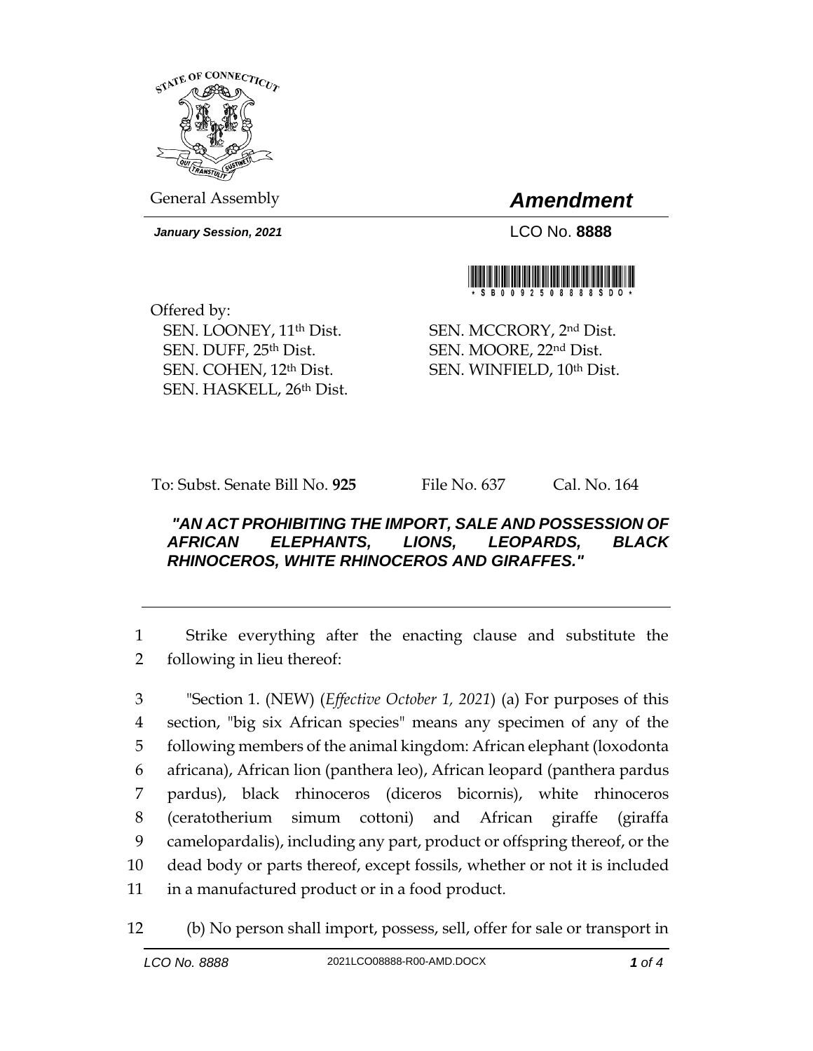STATE OF CONNECTICUT

General Assembly

# *Amendment*

***January Session, 2021***

LCO No. **8888**

\* S B 0 0 9 2 5 0 8 8 8 8 S D O \*

Offered by:
SEN. LOONEY, 11th Dist.
SEN. DUFF, 25th Dist.
SEN. COHEN, 12th Dist.
SEN. HASKELL, 26th Dist.
SEN. MCCRORY, 2nd Dist.
SEN. MOORE, 22nd Dist.
SEN. WINFIELD, 10th Dist.

To: Subst. Senate Bill No. **925** File No. 637 Cal. No. 164

***"AN ACT PROHIBITING THE IMPORT, SALE AND POSSESSION OF AFRICAN ELEPHANTS, LIONS, LEOPARDS, BLACK RHINOCEROS, WHITE RHINOCEROS AND GIRAFFES."***

---

1 Strike everything after the enacting clause and substitute the
2 following in lieu thereof:

3 "Section 1. (NEW) (*Effective October 1, 2021*) (a) For purposes of this
4 section, "big six African species" means any specimen of any of the
5 following members of the animal kingdom: African elephant (loxodonta
6 africana), African lion (panthera leo), African leopard (panthera pardus
7 pardus), black rhinoceros (diceros bicornis), white rhinoceros
8 (ceratotherium simum cottoni) and African giraffe (giraffa
9 camelopardalis), including any part, product or offspring thereof, or the
10 dead body or parts thereof, except fossils, whether or not it is included
11 in a manufactured product or in a food product.

12 (b) No person shall import, possess, sell, offer for sale or transport in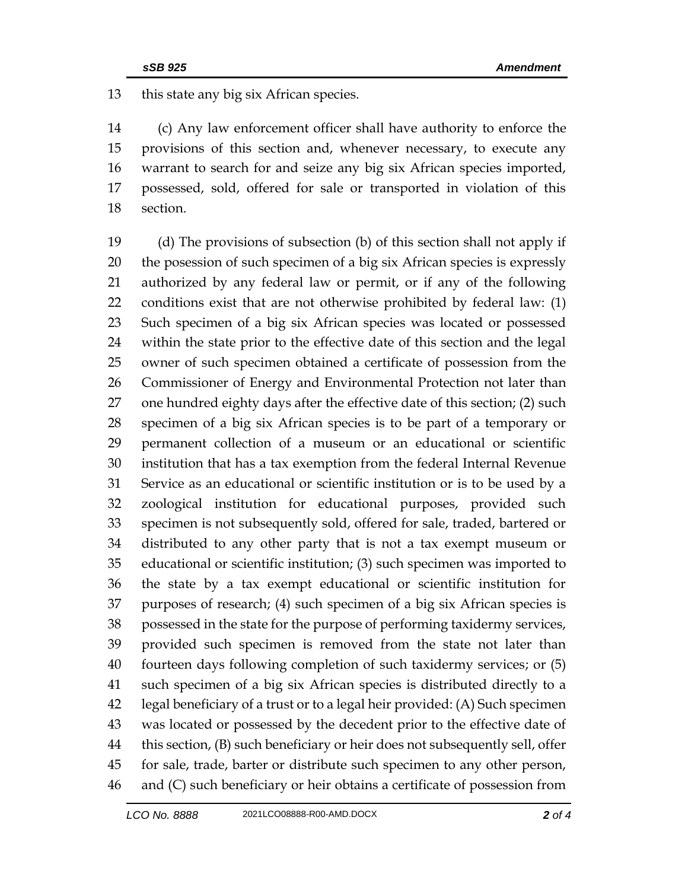this state any big six African species.

(c) Any law enforcement officer shall have authority to enforce the provisions of this section and, whenever necessary, to execute any warrant to search for and seize any big six African species imported, possessed, sold, offered for sale or transported in violation of this section.

(d) The provisions of subsection (b) of this section shall not apply if the posession of such specimen of a big six African species is expressly authorized by any federal law or permit, or if any of the following conditions exist that are not otherwise prohibited by federal law: (1) Such specimen of a big six African species was located or possessed within the state prior to the effective date of this section and the legal owner of such specimen obtained a certificate of possession from the Commissioner of Energy and Environmental Protection not later than one hundred eighty days after the effective date of this section; (2) such specimen of a big six African species is to be part of a temporary or permanent collection of a museum or an educational or scientific institution that has a tax exemption from the federal Internal Revenue Service as an educational or scientific institution or is to be used by a zoological institution for educational purposes, provided such specimen is not subsequently sold, offered for sale, traded, bartered or distributed to any other party that is not a tax exempt museum or educational or scientific institution; (3) such specimen was imported to the state by a tax exempt educational or scientific institution for purposes of research; (4) such specimen of a big six African species is possessed in the state for the purpose of performing taxidermy services, provided such specimen is removed from the state not later than fourteen days following completion of such taxidermy services; or (5) such specimen of a big six African species is distributed directly to a legal beneficiary of a trust or to a legal heir provided: (A) Such specimen was located or possessed by the decedent prior to the effective date of this section, (B) such beneficiary or heir does not subsequently sell, offer for sale, trade, barter or distribute such specimen to any other person, and (C) such beneficiary or heir obtains a certificate of possession from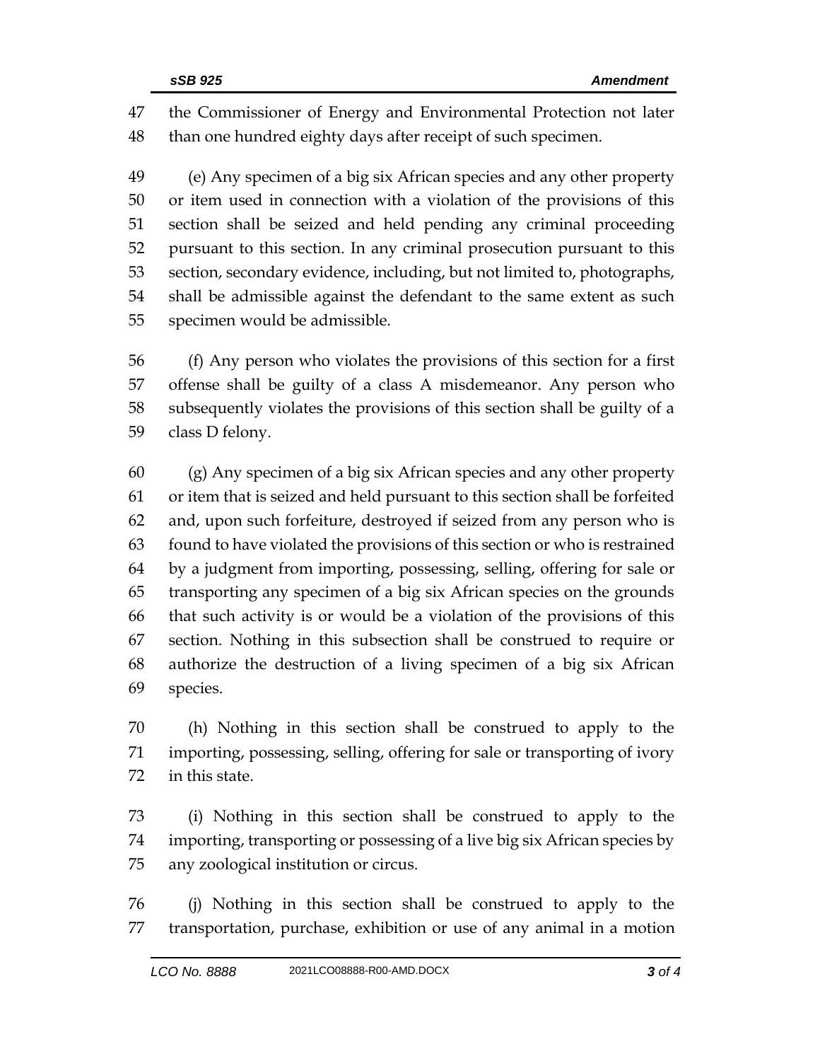the Commissioner of Energy and Environmental Protection not later than one hundred eighty days after receipt of such specimen.

(e) Any specimen of a big six African species and any other property or item used in connection with a violation of the provisions of this section shall be seized and held pending any criminal proceeding pursuant to this section. In any criminal prosecution pursuant to this section, secondary evidence, including, but not limited to, photographs, shall be admissible against the defendant to the same extent as such specimen would be admissible.

(f) Any person who violates the provisions of this section for a first offense shall be guilty of a class A misdemeanor. Any person who subsequently violates the provisions of this section shall be guilty of a class D felony.

(g) Any specimen of a big six African species and any other property or item that is seized and held pursuant to this section shall be forfeited and, upon such forfeiture, destroyed if seized from any person who is found to have violated the provisions of this section or who is restrained by a judgment from importing, possessing, selling, offering for sale or transporting any specimen of a big six African species on the grounds that such activity is or would be a violation of the provisions of this section. Nothing in this subsection shall be construed to require or authorize the destruction of a living specimen of a big six African species.

(h) Nothing in this section shall be construed to apply to the importing, possessing, selling, offering for sale or transporting of ivory in this state.

(i) Nothing in this section shall be construed to apply to the importing, transporting or possessing of a live big six African species by any zoological institution or circus.

(j) Nothing in this section shall be construed to apply to the transportation, purchase, exhibition or use of any animal in a motion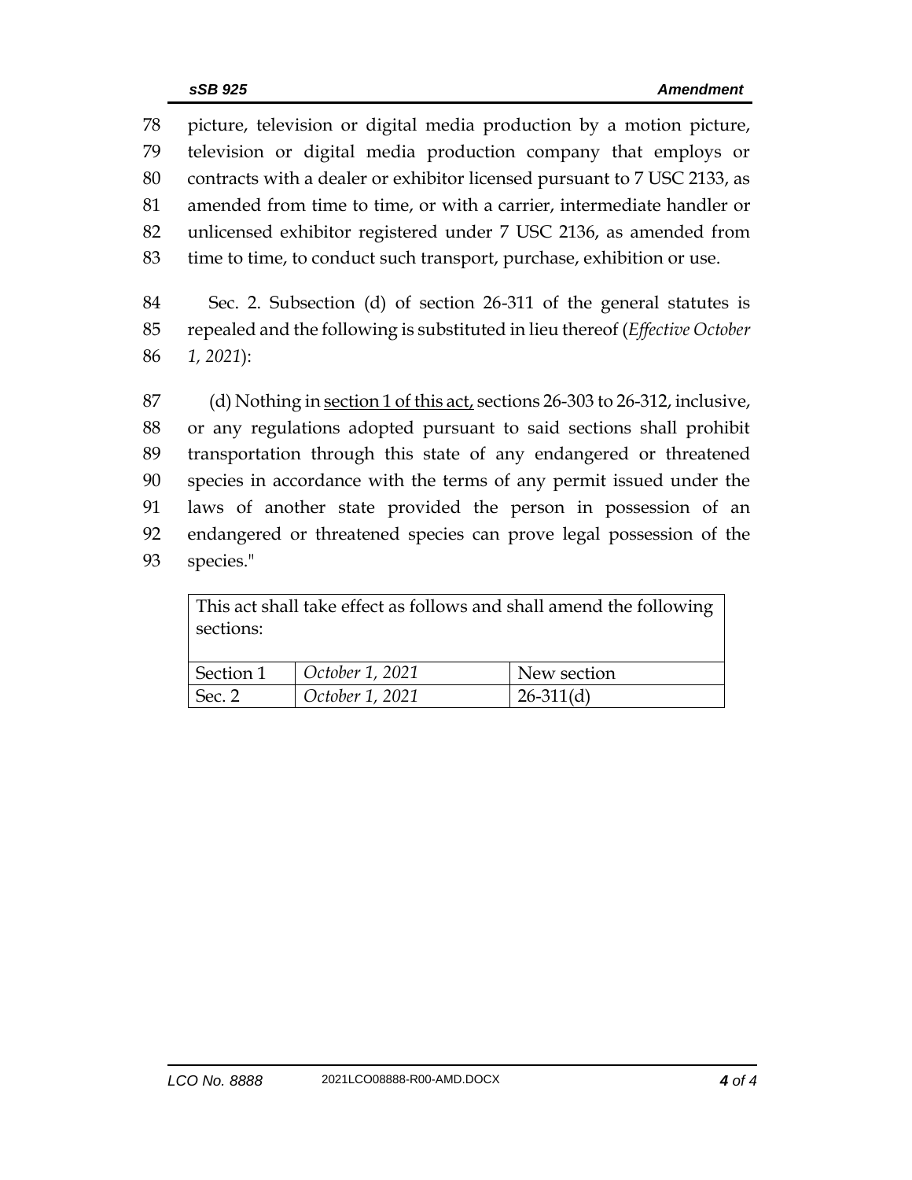picture, television or digital media production by a motion picture, television or digital media production company that employs or contracts with a dealer or exhibitor licensed pursuant to 7 USC 2133, as amended from time to time, or with a carrier, intermediate handler or unlicensed exhibitor registered under 7 USC 2136, as amended from time to time, to conduct such transport, purchase, exhibition or use.

Sec. 2. Subsection (d) of section 26-311 of the general statutes is repealed and the following is substituted in lieu thereof (*Effective October 1, 2021*):

(d) Nothing in section 1 of this act, sections 26-303 to 26-312, inclusive, or any regulations adopted pursuant to said sections shall prohibit transportation through this state of any endangered or threatened species in accordance with the terms of any permit issued under the laws of another state provided the person in possession of an endangered or threatened species can prove legal possession of the species."

| This act shall take effect as follows and shall amend the following sections: | | |
|---|---|---|
| Section 1 | *October 1, 2021* | New section |
| Sec. 2 | *October 1, 2021* | 26-311(d) |